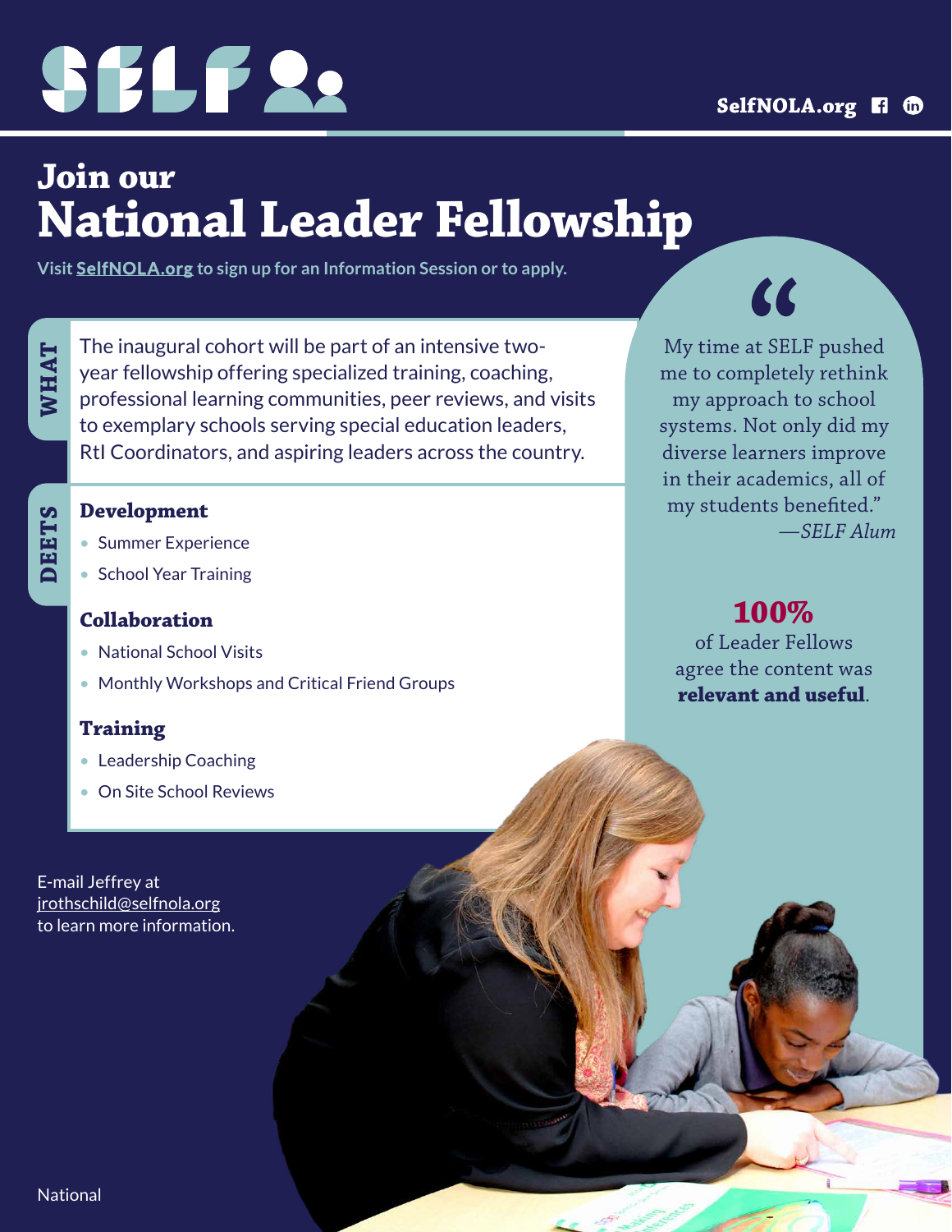# SELF

SelfNOLA.org

Join our

# National Leader Fellowship

Visit SelfNOLA.org to sign up for an Information Session or to apply.

**WHAT**

The inaugural cohort will be part of an intensive two-year fellowship offering specialized training, coaching, professional learning communities, peer reviews, and visits to exemplary schools serving special education leaders, RtI Coordinators, and aspiring leaders across the country.

**DEETS**

### Development

- Summer Experience
- School Year Training

### Collaboration

- National School Visits
- Monthly Workshops and Critical Friend Groups

### Training

- Leadership Coaching
- On Site School Reviews

"My time at SELF pushed me to completely rethink my approach to school systems. Not only did my diverse learners improve in their academics, all of my students benefited."
—*SELF Alum*

**100%** of Leader Fellows agree the content was **relevant and useful**.

E-mail Jeffrey at jrothschild@selfnola.org to learn more information.

National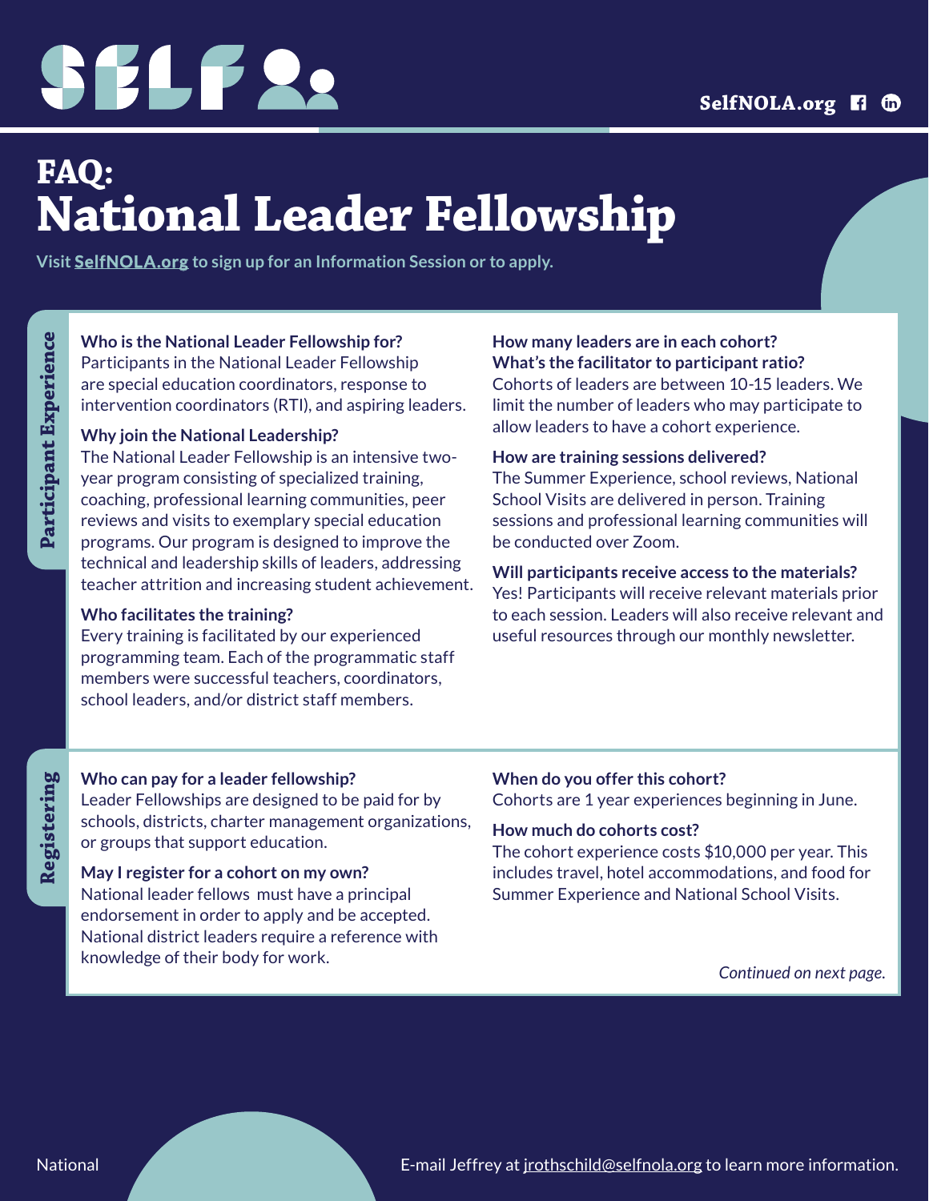# FAQ:
# National Leader Fellowship

Visit **SelfNOLA.org** to sign up for an Information Session or to apply.

## Participant Experience

**Who is the National Leader Fellowship for?**
Participants in the National Leader Fellowship are special education coordinators, response to intervention coordinators (RTI), and aspiring leaders.

**Why join the National Leadership?**
The National Leader Fellowship is an intensive two-year program consisting of specialized training, coaching, professional learning communities, peer reviews and visits to exemplary special education programs. Our program is designed to improve the technical and leadership skills of leaders, addressing teacher attrition and increasing student achievement.

**Who facilitates the training?**
Every training is facilitated by our experienced programming team. Each of the programmatic staff members were successful teachers, coordinators, school leaders, and/or district staff members.

**How many leaders are in each cohort? What's the facilitator to participant ratio?**
Cohorts of leaders are between 10-15 leaders. We limit the number of leaders who may participate to allow leaders to have a cohort experience.

**How are training sessions delivered?**
The Summer Experience, school reviews, National School Visits are delivered in person. Training sessions and professional learning communities will be conducted over Zoom.

**Will participants receive access to the materials?**
Yes! Participants will receive relevant materials prior to each session. Leaders will also receive relevant and useful resources through our monthly newsletter.

## Registering

**Who can pay for a leader fellowship?**
Leader Fellowships are designed to be paid for by schools, districts, charter management organizations, or groups that support education.

**May I register for a cohort on my own?**
National leader fellows must have a principal endorsement in order to apply and be accepted. National district leaders require a reference with knowledge of their body for work.

**When do you offer this cohort?**
Cohorts are 1 year experiences beginning in June.

**How much do cohorts cost?**
The cohort experience costs $10,000 per year. This includes travel, hotel accommodations, and food for Summer Experience and National School Visits.

*Continued on next page.*

E-mail Jeffrey at jrothschild@selfnola.org to learn more information.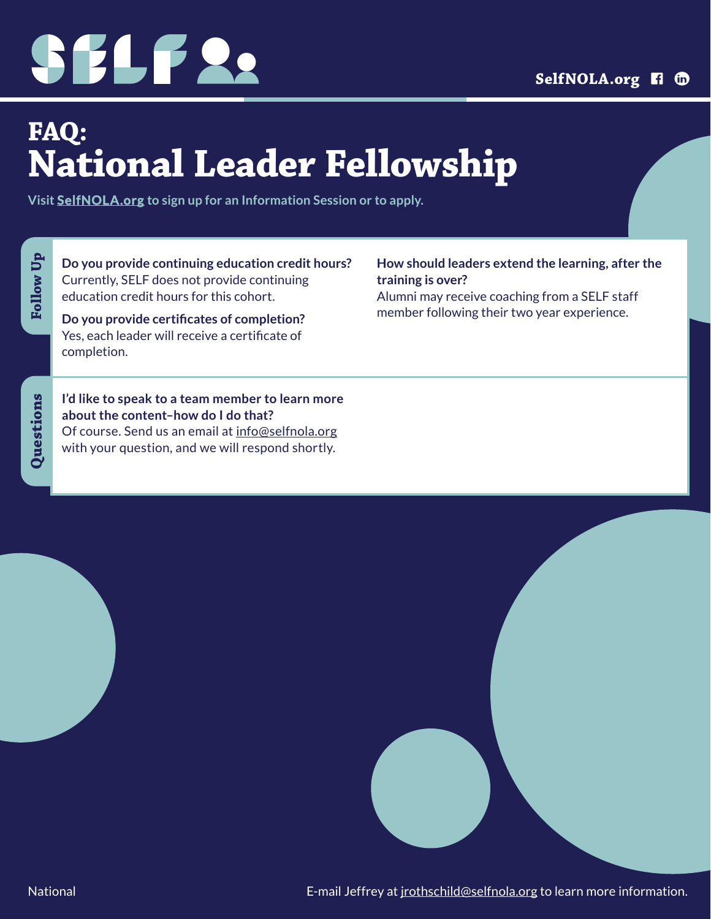# FAQ: National Leader Fellowship

Visit **SelfNOLA.org** to sign up for an Information Session or to apply.

## Follow Up

**Do you provide continuing education credit hours?**
Currently, SELF does not provide continuing education credit hours for this cohort.

**Do you provide certificates of completion?**
Yes, each leader will receive a certificate of completion.

**How should leaders extend the learning, after the training is over?**
Alumni may receive coaching from a SELF staff member following their two year experience.

## Questions

**I'd like to speak to a team member to learn more about the content–how do I do that?**
Of course. Send us an email at info@selfnola.org with your question, and we will respond shortly.

E-mail Jeffrey at jrothschild@selfnola.org to learn more information.